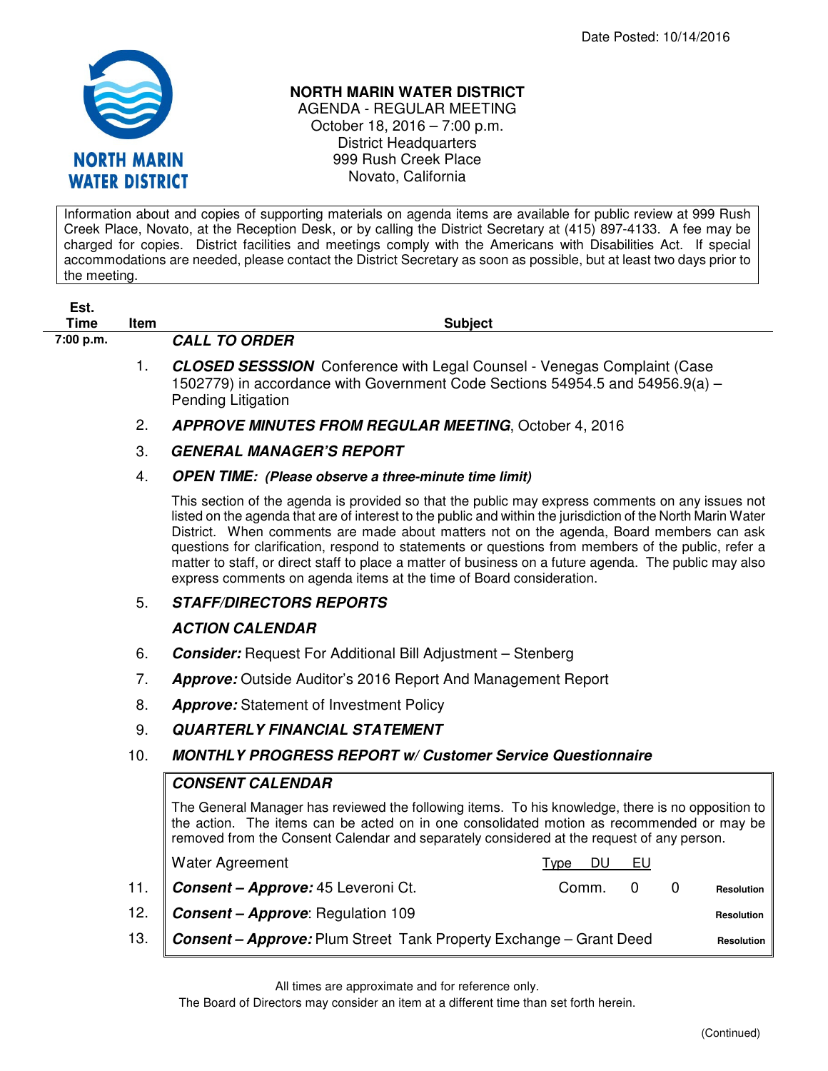Date Posted: 10/14/2016

# NORTH MARIN WATER DISTRICT

AGENDA - REGULAR MEETING
October 18, 2016 – 7:00 p.m.
District Headquarters
999 Rush Creek Place
Novato, California

Information about and copies of supporting materials on agenda items are available for public review at 999 Rush Creek Place, Novato, at the Reception Desk, or by calling the District Secretary at (415) 897-4133. A fee may be charged for copies. District facilities and meetings comply with the Americans with Disabilities Act. If special accommodations are needed, please contact the District Secretary as soon as possible, but at least two days prior to the meeting.

| Est. Time | Item | Subject |
|---|---|---|
| 7:00 p.m. | | ***CALL TO ORDER*** |
| | 1. | ***CLOSED SESSSION*** Conference with Legal Counsel - Venegas Complaint (Case 1502779) in accordance with Government Code Sections 54954.5 and 54956.9(a) – Pending Litigation |
| | 2. | ***APPROVE MINUTES FROM REGULAR MEETING***, October 4, 2016 |
| | 3. | ***GENERAL MANAGER'S REPORT*** |
| | 4. | ***OPEN TIME: (Please observe a three-minute time limit)*** |

This section of the agenda is provided so that the public may express comments on any issues not listed on the agenda that are of interest to the public and within the jurisdiction of the North Marin Water District. When comments are made about matters not on the agenda, Board members can ask questions for clarification, respond to statements or questions from members of the public, refer a matter to staff, or direct staff to place a matter of business on a future agenda. The public may also express comments on agenda items at the time of Board consideration.

5. ***STAFF/DIRECTORS REPORTS***

***ACTION CALENDAR***

6. ***Consider:*** Request For Additional Bill Adjustment – Stenberg
7. ***Approve:*** Outside Auditor's 2016 Report And Management Report
8. ***Approve:*** Statement of Investment Policy
9. ***QUARTERLY FINANCIAL STATEMENT***
10. ***MONTHLY PROGRESS REPORT w/ Customer Service Questionnaire***

***CONSENT CALENDAR***

The General Manager has reviewed the following items. To his knowledge, there is no opposition to the action. The items can be acted on in one consolidated motion as recommended or may be removed from the Consent Calendar and separately considered at the request of any person.

| Item | Water Agreement | Type | DU | EU | |
|---|---|---|---|---|---|
| 11. | ***Consent – Approve:*** 45 Leveroni Ct. | Comm. | 0 | 0 | Resolution |
| 12. | ***Consent – Approve***: Regulation 109 | | | | Resolution |
| 13. | ***Consent – Approve:*** Plum Street Tank Property Exchange – Grant Deed | | | | Resolution |

All times are approximate and for reference only.
The Board of Directors may consider an item at a different time than set forth herein.

(Continued)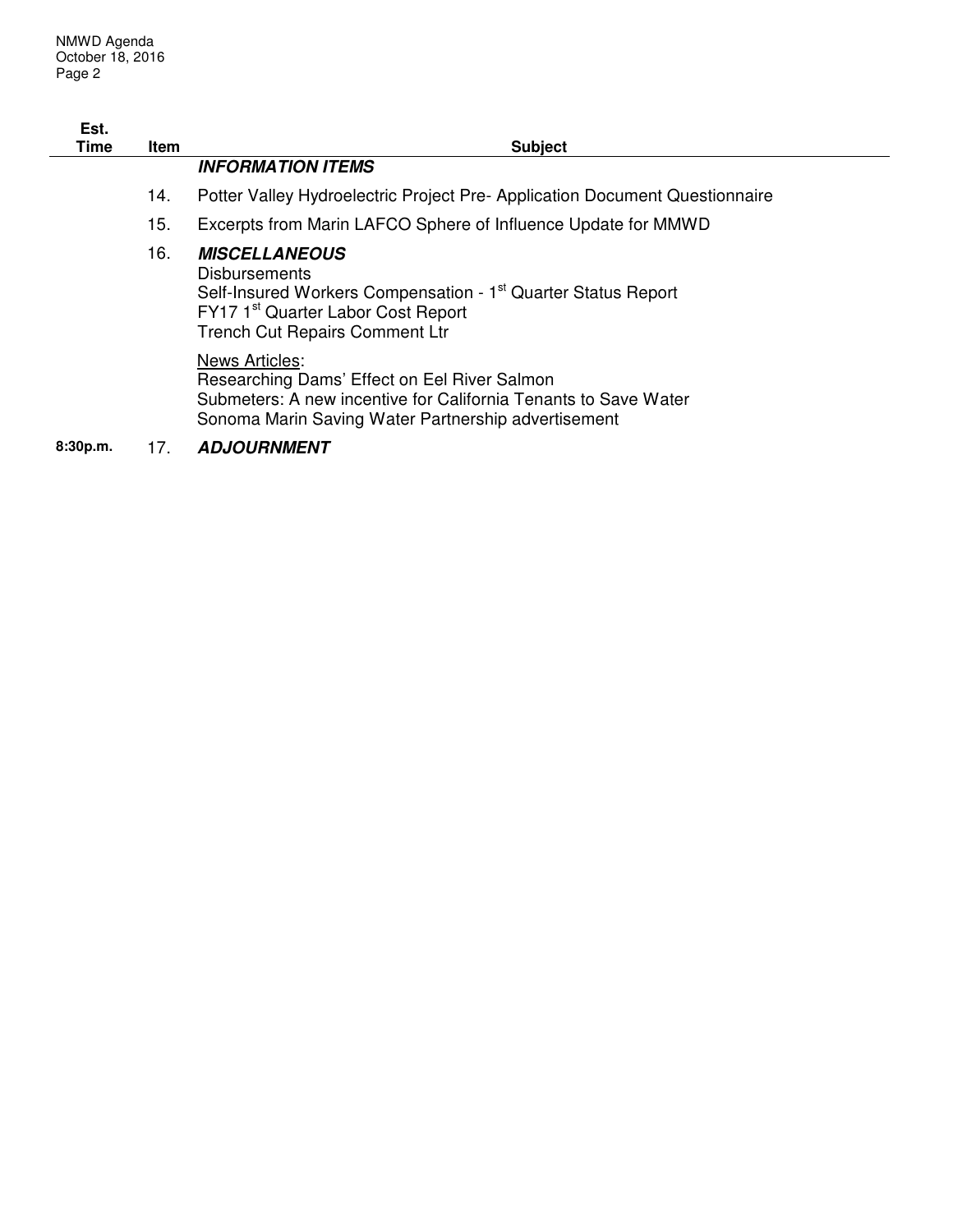| Est. Time | Item | Subject |
|---|---|---|
| | | ***INFORMATION ITEMS*** |
| | 14. | Potter Valley Hydroelectric Project Pre- Application Document Questionnaire |
| | 15. | Excerpts from Marin LAFCO Sphere of Influence Update for MMWD |
| | 16. | ***MISCELLANEOUS***<br>Disbursements<br>Self-Insured Workers Compensation - 1st Quarter Status Report<br>FY17 1st Quarter Labor Cost Report<br>Trench Cut Repairs Comment Ltr<br><br>News Articles:<br>Researching Dams' Effect on Eel River Salmon<br>Submeters: A new incentive for California Tenants to Save Water<br>Sonoma Marin Saving Water Partnership advertisement |
| **8:30p.m.** | 17. | ***ADJOURNMENT*** |